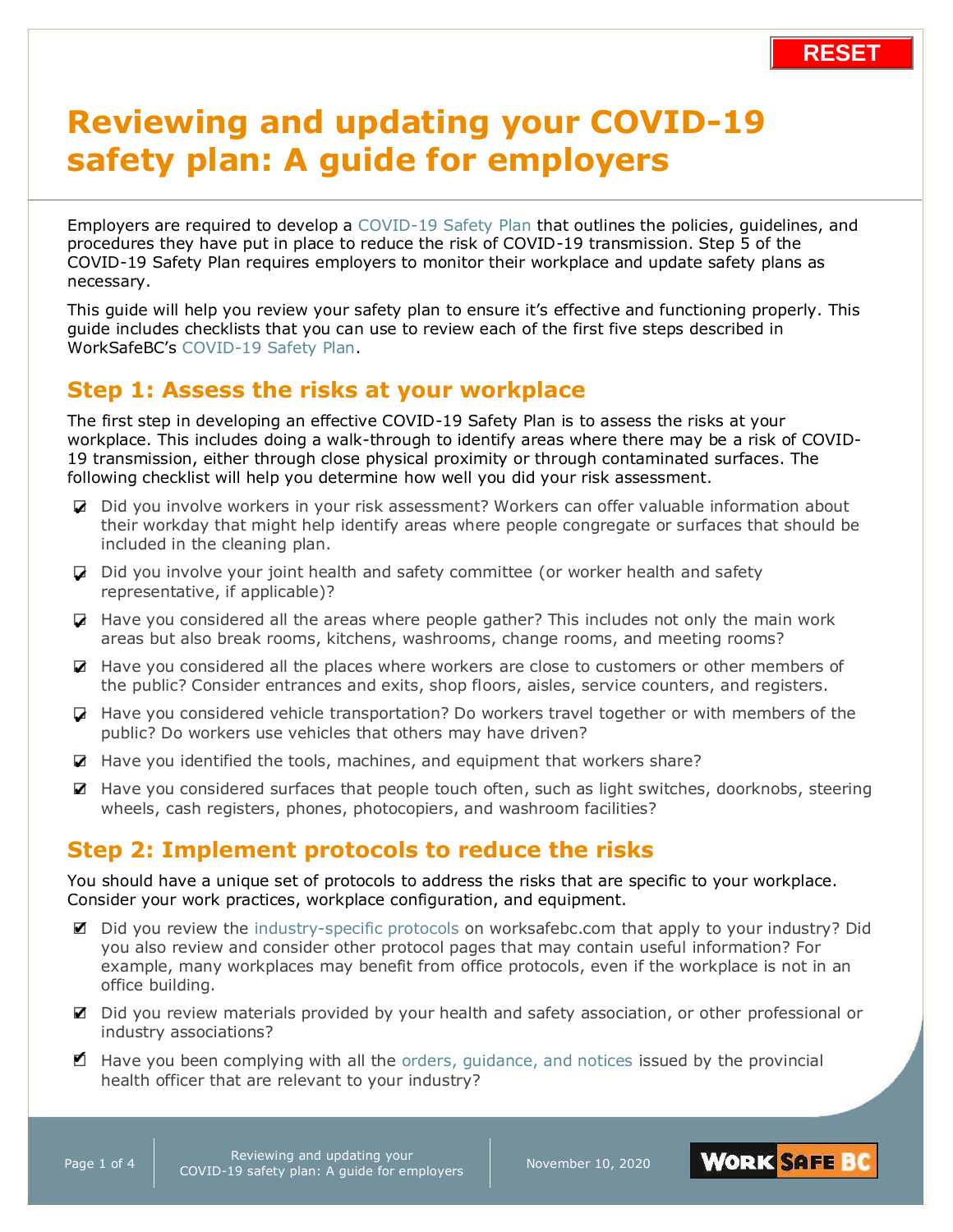# Reviewing and updating your COVID-19 safety plan: A guide for employers

Employers are required to develop a COVID-19 Safety Plan that outlines the policies, guidelines, and procedures they have put in place to reduce the risk of COVID-19 transmission. Step 5 of the COVID-19 Safety Plan requires employers to monitor their workplace and update safety plans as necessary.

This guide will help you review your safety plan to ensure it's effective and functioning properly. This guide includes checklists that you can use to review each of the first five steps described in WorkSafeBC's COVID-19 Safety Plan.

## Step 1: Assess the risks at your workplace

The first step in developing an effective COVID-19 Safety Plan is to assess the risks at your workplace. This includes doing a walk-through to identify areas where there may be a risk of COVID-19 transmission, either through close physical proximity or through contaminated surfaces. The following checklist will help you determine how well you did your risk assessment.

- [x] Did you involve workers in your risk assessment? Workers can offer valuable information about their workday that might help identify areas where people congregate or surfaces that should be included in the cleaning plan.
- [x] Did you involve your joint health and safety committee (or worker health and safety representative, if applicable)?
- [x] Have you considered all the areas where people gather? This includes not only the main work areas but also break rooms, kitchens, washrooms, change rooms, and meeting rooms?
- [x] Have you considered all the places where workers are close to customers or other members of the public? Consider entrances and exits, shop floors, aisles, service counters, and registers.
- [x] Have you considered vehicle transportation? Do workers travel together or with members of the public? Do workers use vehicles that others may have driven?
- [x] Have you identified the tools, machines, and equipment that workers share?
- [x] Have you considered surfaces that people touch often, such as light switches, doorknobs, steering wheels, cash registers, phones, photocopiers, and washroom facilities?

## Step 2: Implement protocols to reduce the risks

You should have a unique set of protocols to address the risks that are specific to your workplace. Consider your work practices, workplace configuration, and equipment.

- [x] Did you review the industry-specific protocols on worksafebc.com that apply to your industry? Did you also review and consider other protocol pages that may contain useful information? For example, many workplaces may benefit from office protocols, even if the workplace is not in an office building.
- [x] Did you review materials provided by your health and safety association, or other professional or industry associations?
- [x] Have you been complying with all the orders, guidance, and notices issued by the provincial health officer that are relevant to your industry?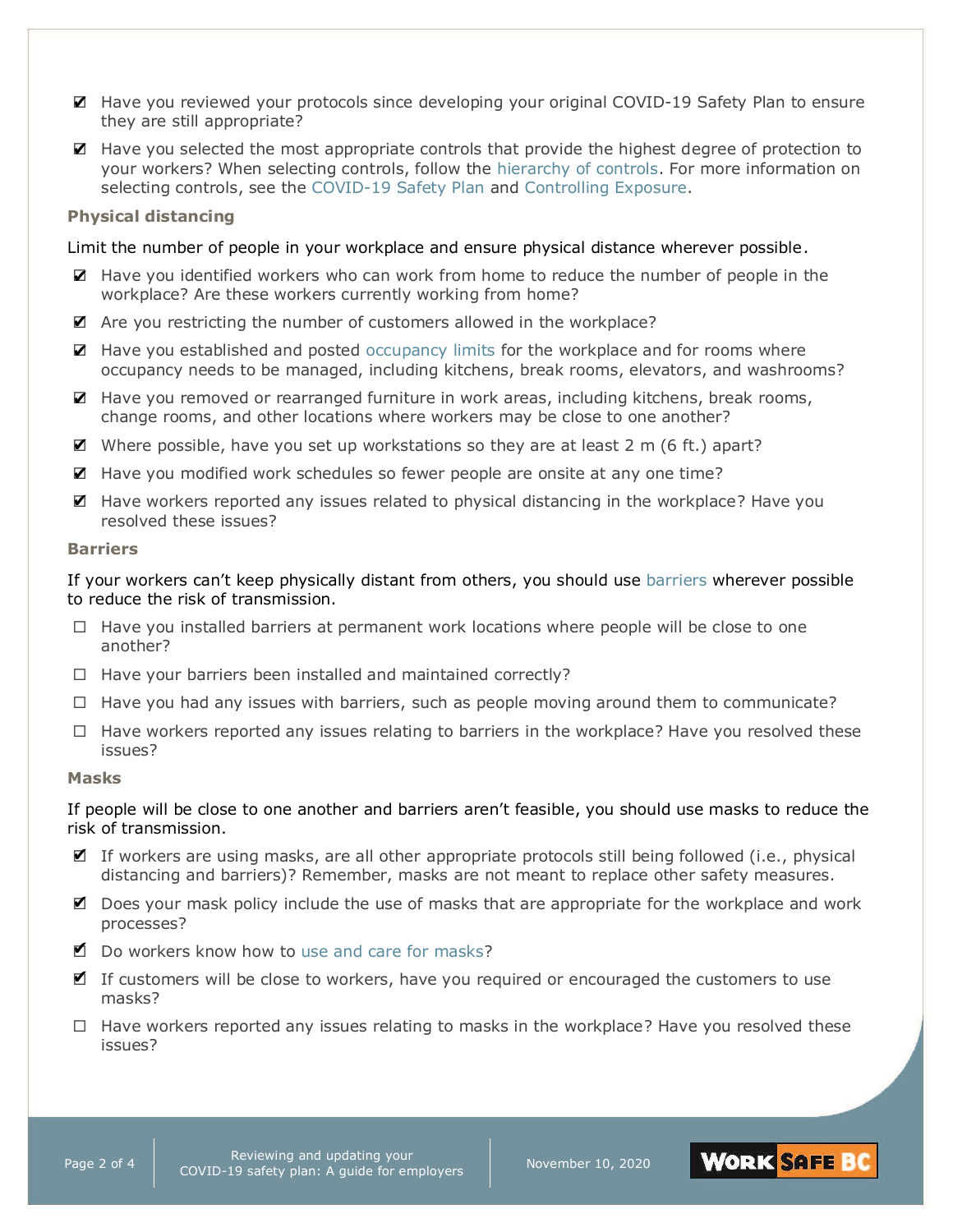- ☑ Have you reviewed your protocols since developing your original COVID-19 Safety Plan to ensure they are still appropriate?
- ☑ Have you selected the most appropriate controls that provide the highest degree of protection to your workers? When selecting controls, follow the hierarchy of controls. For more information on selecting controls, see the COVID-19 Safety Plan and Controlling Exposure.

### Physical distancing

Limit the number of people in your workplace and ensure physical distance wherever possible.

- ☑ Have you identified workers who can work from home to reduce the number of people in the workplace? Are these workers currently working from home?
- ☑ Are you restricting the number of customers allowed in the workplace?
- ☑ Have you established and posted occupancy limits for the workplace and for rooms where occupancy needs to be managed, including kitchens, break rooms, elevators, and washrooms?
- ☑ Have you removed or rearranged furniture in work areas, including kitchens, break rooms, change rooms, and other locations where workers may be close to one another?
- ☑ Where possible, have you set up workstations so they are at least 2 m (6 ft.) apart?
- ☑ Have you modified work schedules so fewer people are onsite at any one time?
- ☑ Have workers reported any issues related to physical distancing in the workplace? Have you resolved these issues?

### Barriers

If your workers can't keep physically distant from others, you should use barriers wherever possible to reduce the risk of transmission.

- ☐ Have you installed barriers at permanent work locations where people will be close to one another?
- ☐ Have your barriers been installed and maintained correctly?
- ☐ Have you had any issues with barriers, such as people moving around them to communicate?
- ☐ Have workers reported any issues relating to barriers in the workplace? Have you resolved these issues?

### Masks

If people will be close to one another and barriers aren't feasible, you should use masks to reduce the risk of transmission.

- ☑ If workers are using masks, are all other appropriate protocols still being followed (i.e., physical distancing and barriers)? Remember, masks are not meant to replace other safety measures.
- ☑ Does your mask policy include the use of masks that are appropriate for the workplace and work processes?
- ☑ Do workers know how to use and care for masks?
- ☑ If customers will be close to workers, have you required or encouraged the customers to use masks?
- ☐ Have workers reported any issues relating to masks in the workplace? Have you resolved these issues?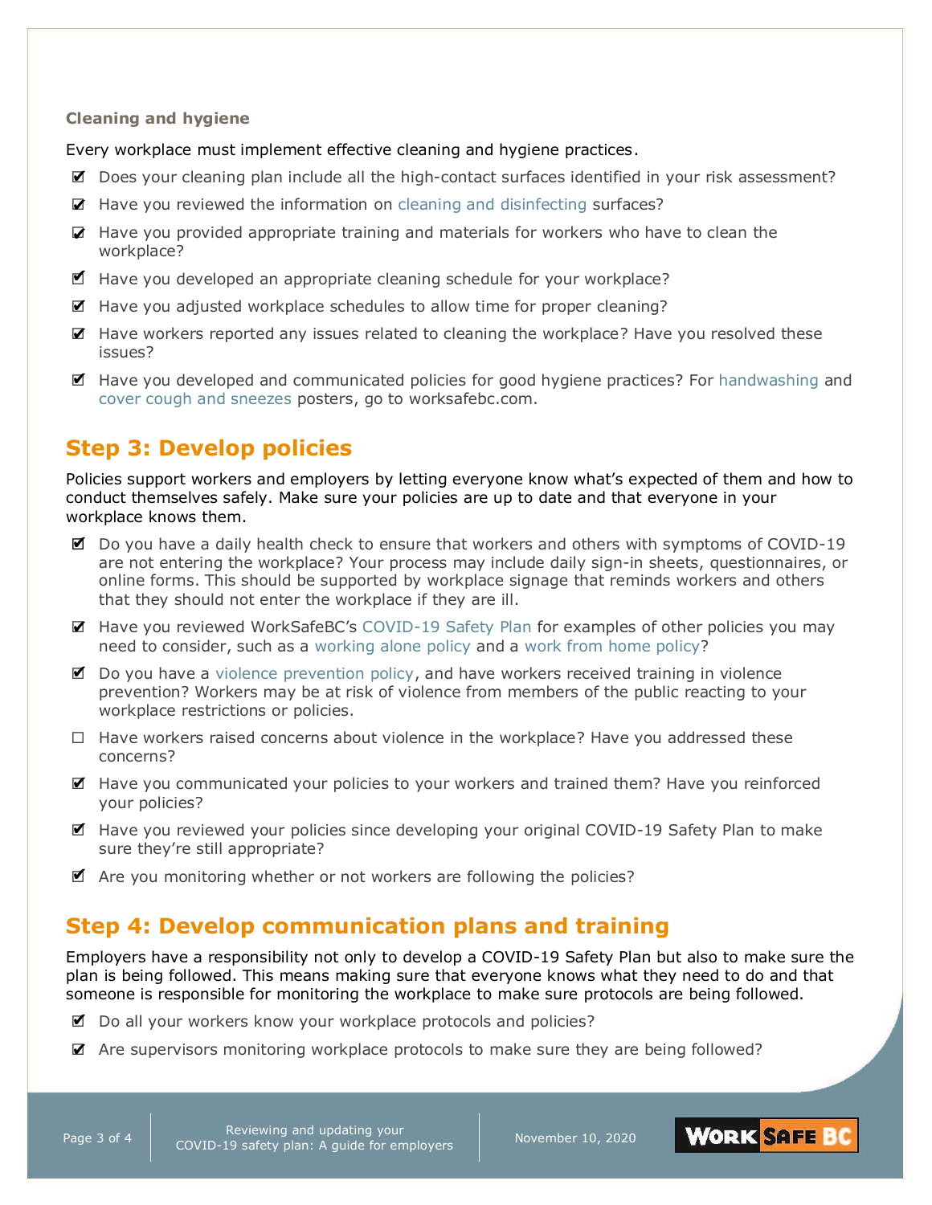### Cleaning and hygiene

Every workplace must implement effective cleaning and hygiene practices.

- ☑ Does your cleaning plan include all the high-contact surfaces identified in your risk assessment?
- ☑ Have you reviewed the information on cleaning and disinfecting surfaces?
- ☑ Have you provided appropriate training and materials for workers who have to clean the workplace?
- ☑ Have you developed an appropriate cleaning schedule for your workplace?
- ☑ Have you adjusted workplace schedules to allow time for proper cleaning?
- ☑ Have workers reported any issues related to cleaning the workplace? Have you resolved these issues?
- ☑ Have you developed and communicated policies for good hygiene practices? For handwashing and cover cough and sneezes posters, go to worksafebc.com.

## Step 3: Develop policies

Policies support workers and employers by letting everyone know what's expected of them and how to conduct themselves safely. Make sure your policies are up to date and that everyone in your workplace knows them.

- ☑ Do you have a daily health check to ensure that workers and others with symptoms of COVID-19 are not entering the workplace? Your process may include daily sign-in sheets, questionnaires, or online forms. This should be supported by workplace signage that reminds workers and others that they should not enter the workplace if they are ill.
- ☑ Have you reviewed WorkSafeBC's COVID-19 Safety Plan for examples of other policies you may need to consider, such as a working alone policy and a work from home policy?
- ☑ Do you have a violence prevention policy, and have workers received training in violence prevention? Workers may be at risk of violence from members of the public reacting to your workplace restrictions or policies.
- ☐ Have workers raised concerns about violence in the workplace? Have you addressed these concerns?
- ☑ Have you communicated your policies to your workers and trained them? Have you reinforced your policies?
- ☑ Have you reviewed your policies since developing your original COVID-19 Safety Plan to make sure they're still appropriate?
- ☑ Are you monitoring whether or not workers are following the policies?

## Step 4: Develop communication plans and training

Employers have a responsibility not only to develop a COVID-19 Safety Plan but also to make sure the plan is being followed. This means making sure that everyone knows what they need to do and that someone is responsible for monitoring the workplace to make sure protocols are being followed.

- ☑ Do all your workers know your workplace protocols and policies?
- ☑ Are supervisors monitoring workplace protocols to make sure they are being followed?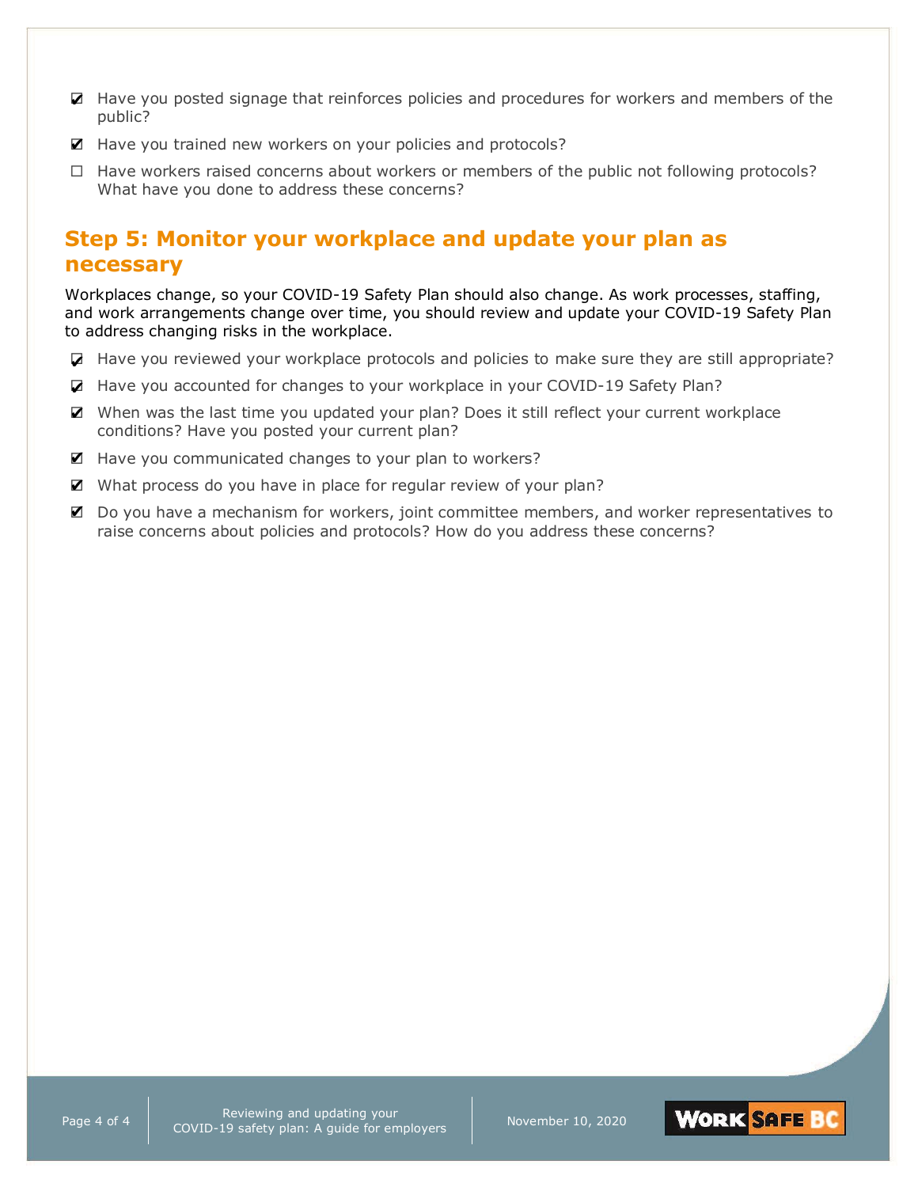- ☑ Have you posted signage that reinforces policies and procedures for workers and members of the public?
- ☑ Have you trained new workers on your policies and protocols?
- ☐ Have workers raised concerns about workers or members of the public not following protocols? What have you done to address these concerns?

## Step 5: Monitor your workplace and update your plan as necessary

Workplaces change, so your COVID-19 Safety Plan should also change. As work processes, staffing, and work arrangements change over time, you should review and update your COVID-19 Safety Plan to address changing risks in the workplace.

- ☑ Have you reviewed your workplace protocols and policies to make sure they are still appropriate?
- ☑ Have you accounted for changes to your workplace in your COVID-19 Safety Plan?
- ☑ When was the last time you updated your plan? Does it still reflect your current workplace conditions? Have you posted your current plan?
- ☑ Have you communicated changes to your plan to workers?
- ☑ What process do you have in place for regular review of your plan?
- ☑ Do you have a mechanism for workers, joint committee members, and worker representatives to raise concerns about policies and protocols? How do you address these concerns?